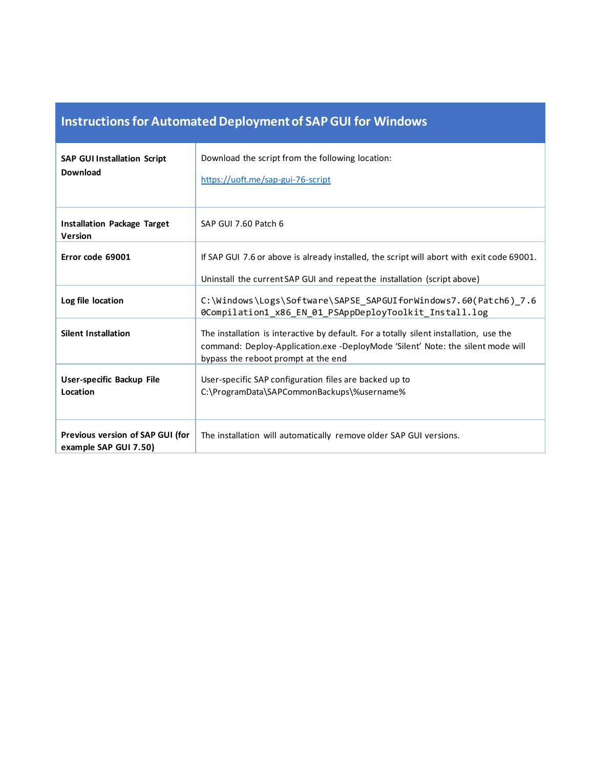## Instructions for Automated Deployment of SAP GUI for Windows

| | |
|---|---|
| **SAP GUI Installation Script Download** | Download the script from the following location:<br><br>[https://uoft.me/sap-gui-76-script](https://uoft.me/sap-gui-76-script) |
| **Installation Package Target Version** | SAP GUI 7.60 Patch 6 |
| **Error code 69001** | If SAP GUI 7.6 or above is already installed, the script will abort with exit code 69001.<br><br>Uninstall the current SAP GUI and repeat the installation (script above) |
| **Log file location** | `C:\Windows\Logs\Software\SAPSE_SAPGUIforWindows7.60(Patch6)_7.60Compilation1_x86_EN_01_PSAppDeployToolkit_Install.log` |
| **Silent Installation** | The installation is interactive by default. For a totally silent installation, use the command: Deploy-Application.exe -DeployMode 'Silent' Note: the silent mode will bypass the reboot prompt at the end |
| **User-specific Backup File Location** | User-specific SAP configuration files are backed up to C:\ProgramData\SAPCommonBackups\%username% |
| **Previous version of SAP GUI (for example SAP GUI 7.50)** | The installation will automatically remove older SAP GUI versions. |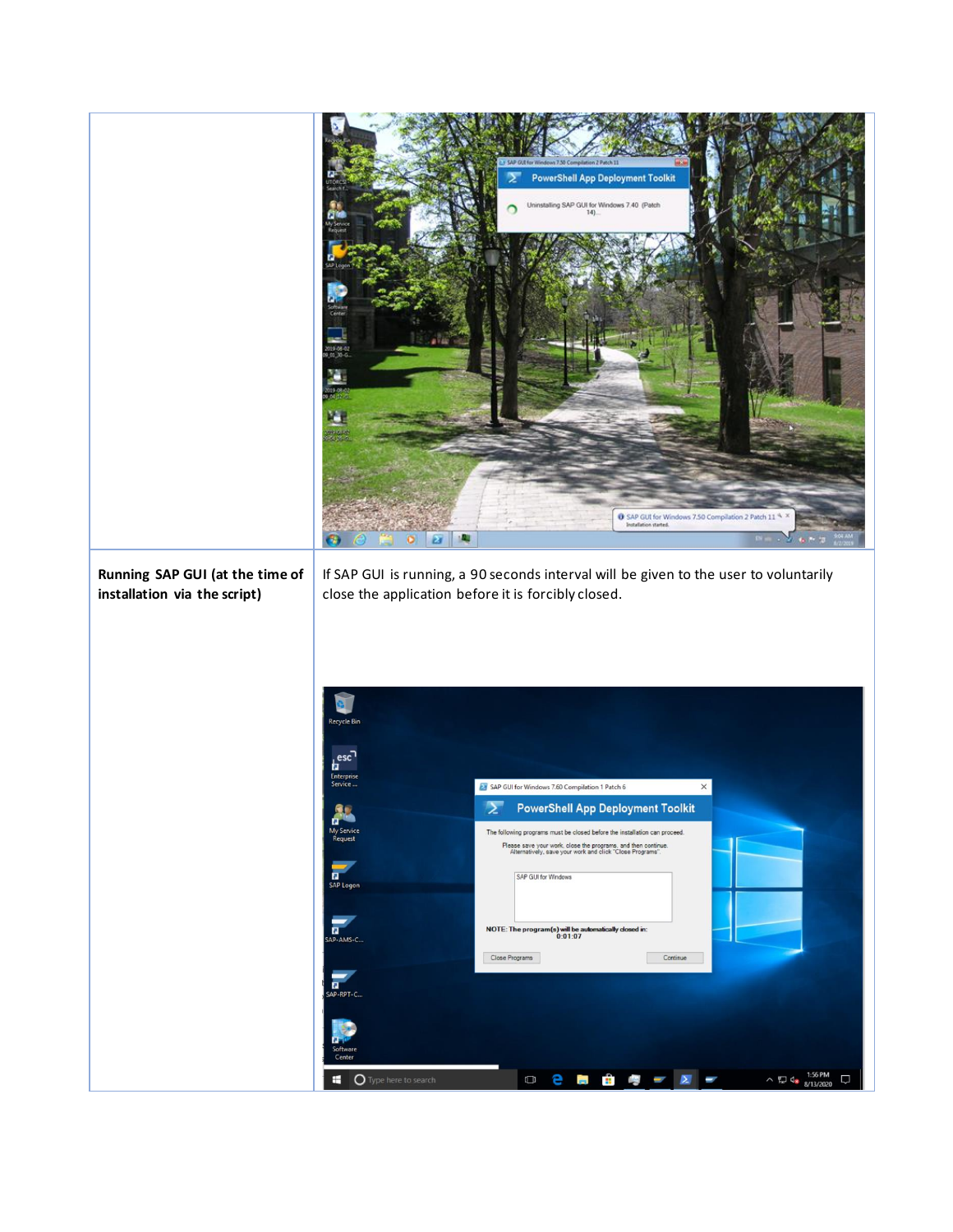| | |
|---|---|
| | |
| **Running SAP GUI (at the time of installation via the script)** | If SAP GUI is running, a 90 seconds interval will be given to the user to voluntarily close the application before it is forcibly closed. |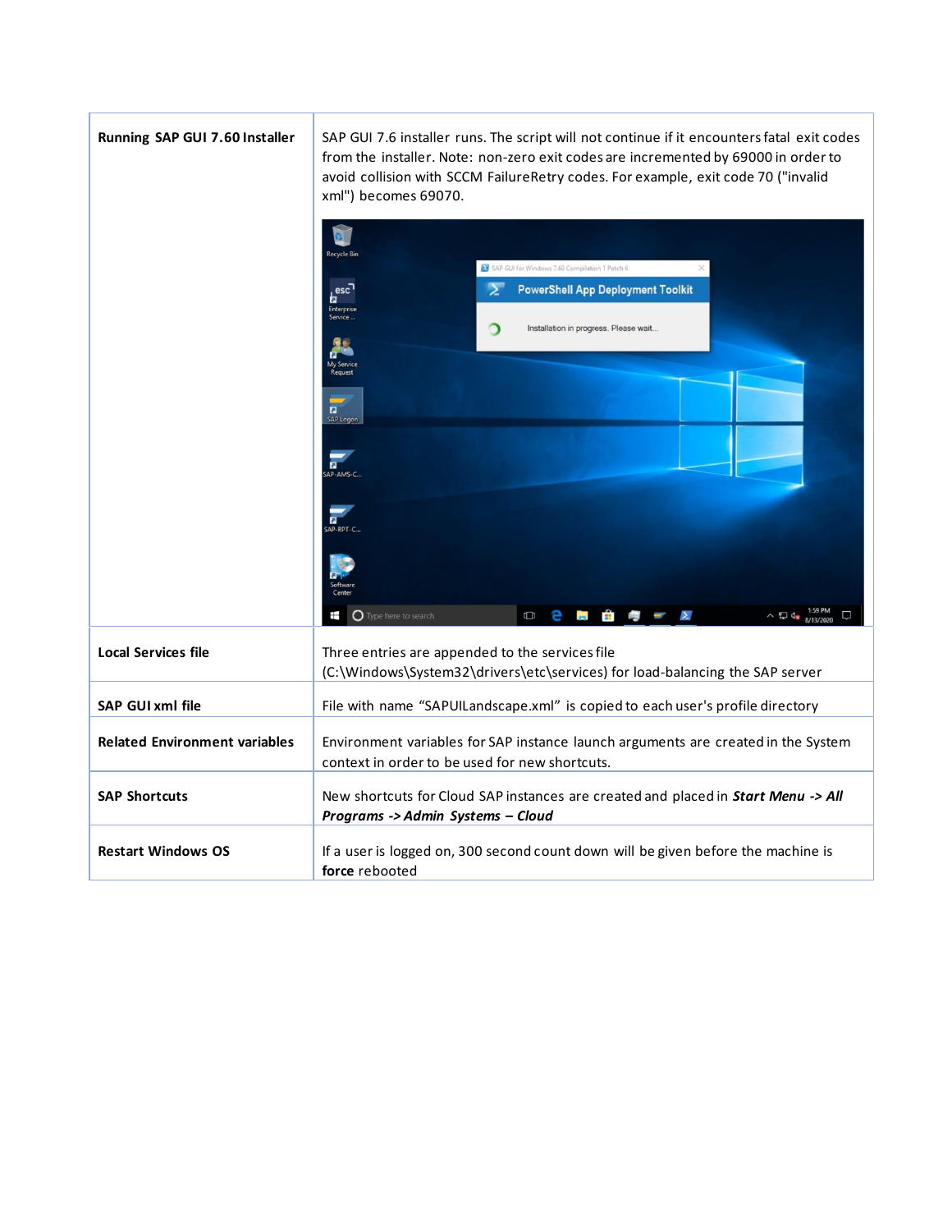| | |
|---|---|
| **Running SAP GUI 7.60 Installer** | SAP GUI 7.6 installer runs. The script will not continue if it encounters fatal exit codes from the installer. Note: non-zero exit codes are incremented by 69000 in order to avoid collision with SCCM FailureRetry codes. For example, exit code 70 ("invalid xml") becomes 69070. |
| **Local Services file** | Three entries are appended to the services file (C:\Windows\System32\drivers\etc\services) for load-balancing the SAP server |
| **SAP GUI xml file** | File with name “SAPUILandscape.xml” is copied to each user's profile directory |
| **Related Environment variables** | Environment variables for SAP instance launch arguments are created in the System context in order to be used for new shortcuts. |
| **SAP Shortcuts** | New shortcuts for Cloud SAP instances are created and placed in ***Start Menu -> All Programs -> Admin Systems – Cloud*** |
| **Restart Windows OS** | If a user is logged on, 300 second count down will be given before the machine is **force** rebooted |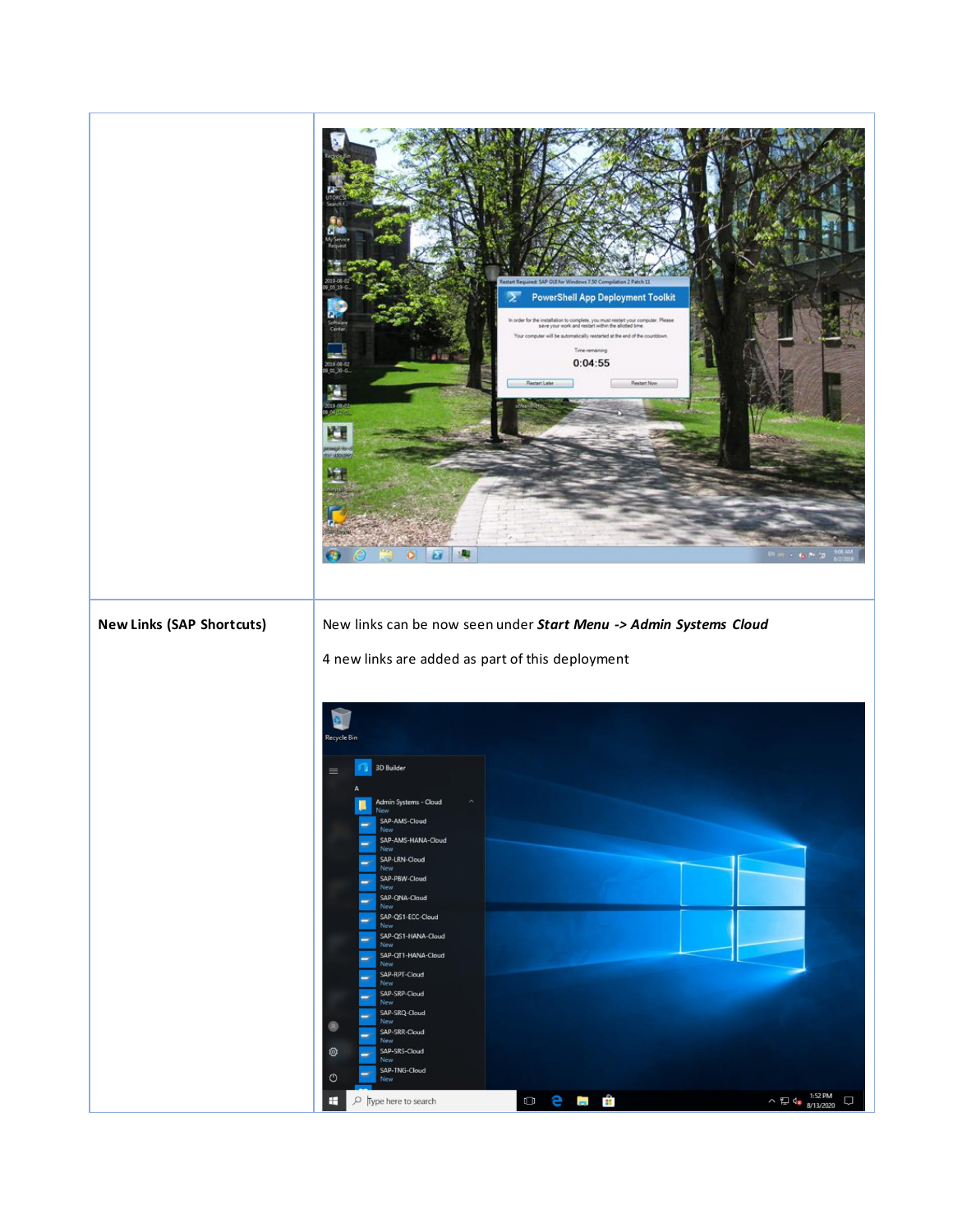| | |
|---|---|
| | |
| **New Links (SAP Shortcuts)** | New links can be now seen under ***Start Menu -> Admin Systems Cloud***<br><br>4 new links are added as part of this deployment |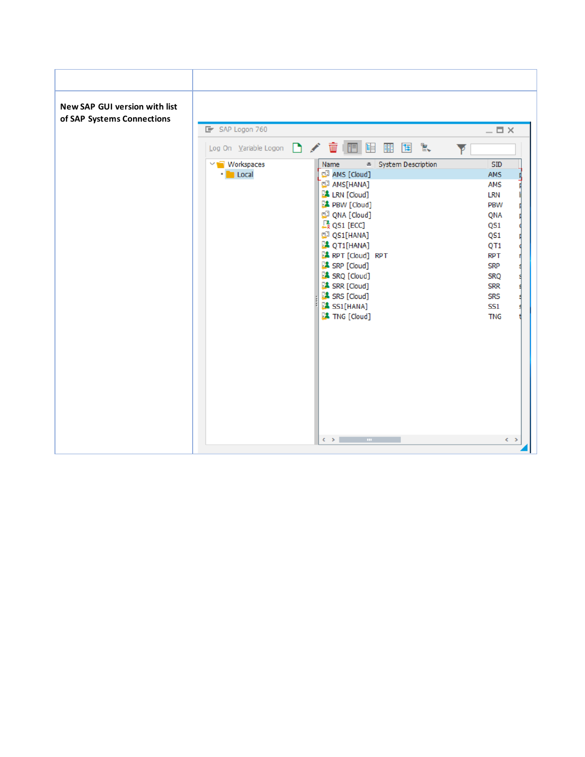| | |
|---|---|
| **New SAP GUI version with list of SAP Systems Connections** | |